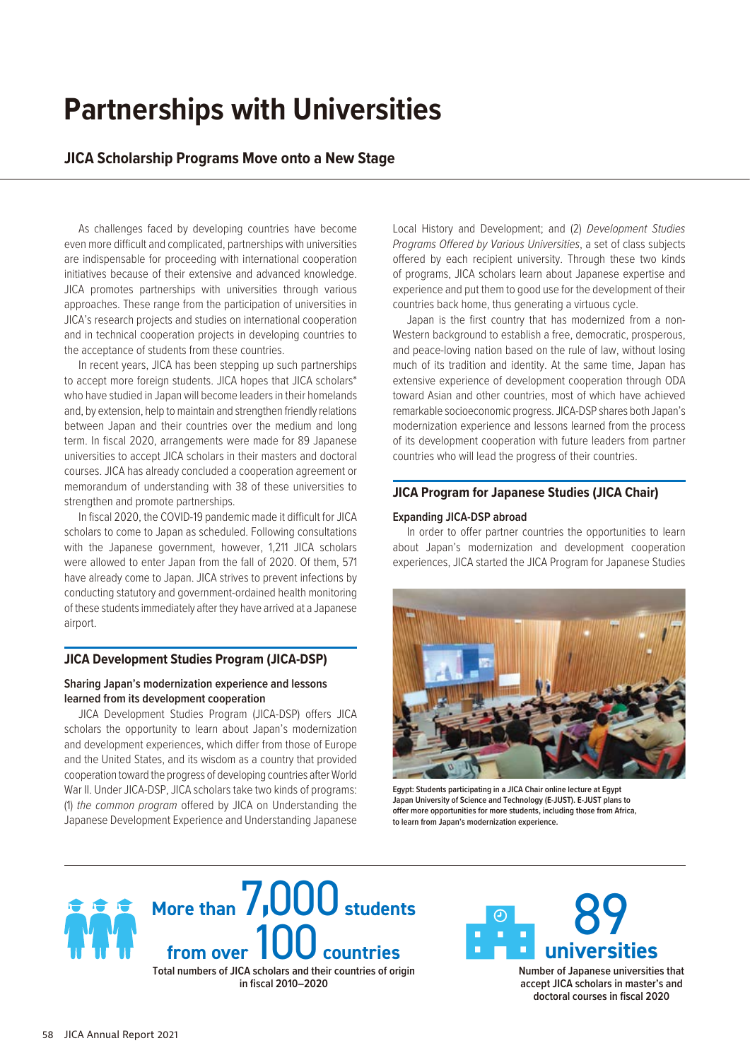# Partnerships with Universities

## JICA Scholarship Programs Move onto a New Stage

As challenges faced by developing countries have become even more difficult and complicated, partnerships with universities are indispensable for proceeding with international cooperation initiatives because of their extensive and advanced knowledge. JICA promotes partnerships with universities through various approaches. These range from the participation of universities in JICA's research projects and studies on international cooperation and in technical cooperation projects in developing countries to the acceptance of students from these countries.

In recent years, JICA has been stepping up such partnerships to accept more foreign students. JICA hopes that JICA scholars* who have studied in Japan will become leaders in their homelands and, by extension, help to maintain and strengthen friendly relations between Japan and their countries over the medium and long term. In fiscal 2020, arrangements were made for 89 Japanese universities to accept JICA scholars in their masters and doctoral courses. JICA has already concluded a cooperation agreement or memorandum of understanding with 38 of these universities to strengthen and promote partnerships.

In fiscal 2020, the COVID-19 pandemic made it difficult for JICA scholars to come to Japan as scheduled. Following consultations with the Japanese government, however, 1,211 JICA scholars were allowed to enter Japan from the fall of 2020. Of them, 571 have already come to Japan. JICA strives to prevent infections by conducting statutory and government-ordained health monitoring of these students immediately after they have arrived at a Japanese airport.

### JICA Development Studies Program (JICA-DSP)

#### Sharing Japan's modernization experience and lessons learned from its development cooperation

JICA Development Studies Program (JICA-DSP) offers JICA scholars the opportunity to learn about Japan's modernization and development experiences, which differ from those of Europe and the United States, and its wisdom as a country that provided cooperation toward the progress of developing countries after World War II. Under JICA-DSP, JICA scholars take two kinds of programs: (1) *the common program* offered by JICA on Understanding the Japanese Development Experience and Understanding Japanese Local History and Development; and (2) *Development Studies Programs Offered by Various Universities*, a set of class subjects offered by each recipient university. Through these two kinds of programs, JICA scholars learn about Japanese expertise and experience and put them to good use for the development of their countries back home, thus generating a virtuous cycle.

Japan is the first country that has modernized from a non-Western background to establish a free, democratic, prosperous, and peace-loving nation based on the rule of law, without losing much of its tradition and identity. At the same time, Japan has extensive experience of development cooperation through ODA toward Asian and other countries, most of which have achieved remarkable socioeconomic progress. JICA-DSP shares both Japan's modernization experience and lessons learned from the process of its development cooperation with future leaders from partner countries who will lead the progress of their countries.

### JICA Program for Japanese Studies (JICA Chair)

#### Expanding JICA-DSP abroad

In order to offer partner countries the opportunities to learn about Japan's modernization and development cooperation experiences, JICA started the JICA Program for Japanese Studies

Egypt: Students participating in a JICA Chair online lecture at Egypt Japan University of Science and Technology (E-JUST). E-JUST plans to offer more opportunities for more students, including those from Africa, to learn from Japan's modernization experience.

**More than 7,000 students from over 100 countries**

Total numbers of JICA scholars and their countries of origin in fiscal 2010–2020

**89 universities**

Number of Japanese universities that accept JICA scholars in master's and doctoral courses in fiscal 2020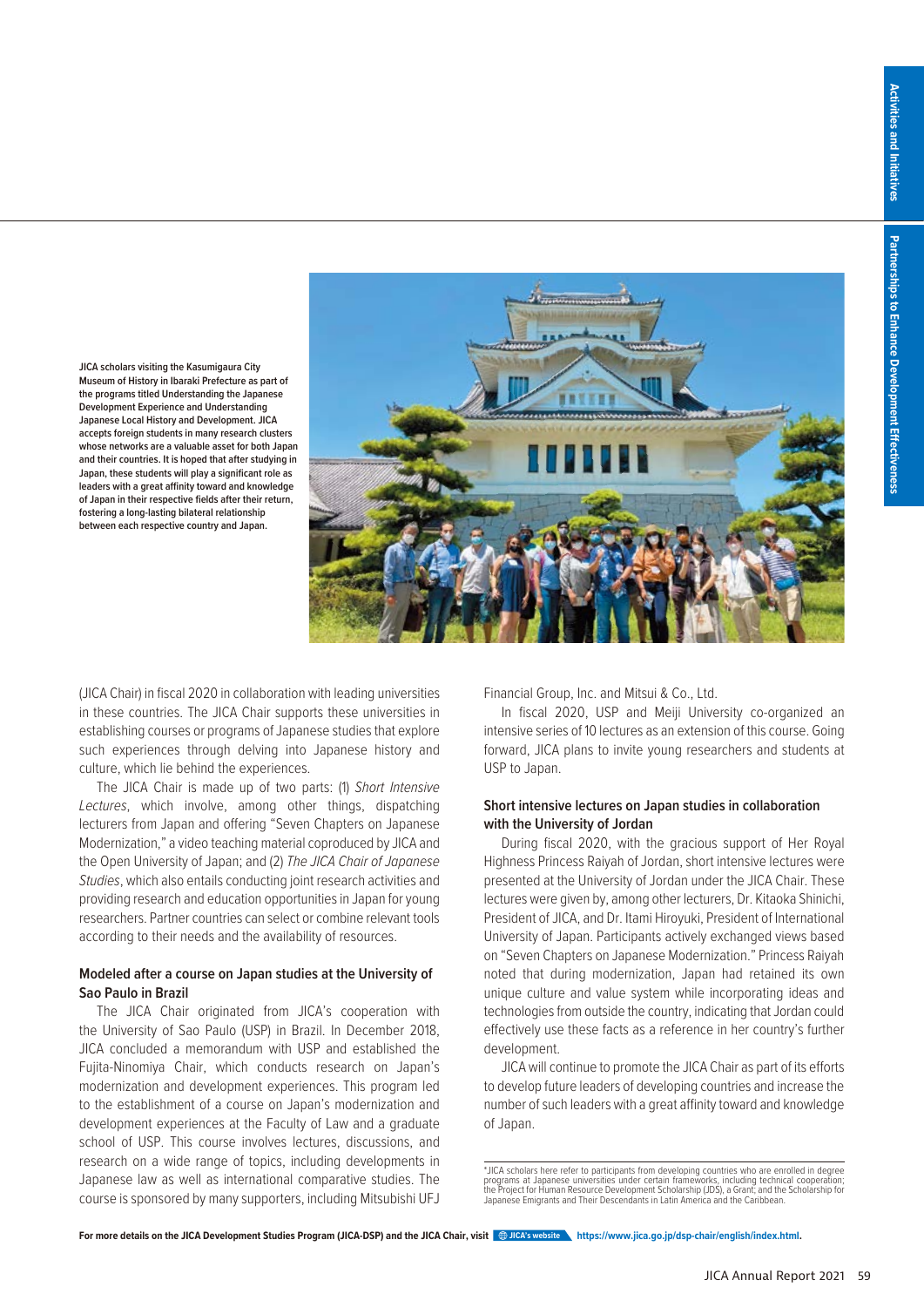JICA scholars visiting the Kasumigaura City Museum of History in Ibaraki Prefecture as part of the programs titled Understanding the Japanese Development Experience and Understanding Japanese Local History and Development. JICA accepts foreign students in many research clusters whose networks are a valuable asset for both Japan and their countries. It is hoped that after studying in Japan, these students will play a significant role as leaders with a great affinity toward and knowledge of Japan in their respective fields after their return, fostering a long-lasting bilateral relationship between each respective country and Japan.

(JICA Chair) in fiscal 2020 in collaboration with leading universities in these countries. The JICA Chair supports these universities in establishing courses or programs of Japanese studies that explore such experiences through delving into Japanese history and culture, which lie behind the experiences.

The JICA Chair is made up of two parts: (1) *Short Intensive Lectures*, which involve, among other things, dispatching lecturers from Japan and offering "Seven Chapters on Japanese Modernization," a video teaching material coproduced by JICA and the Open University of Japan; and (2) *The JICA Chair of Japanese Studies*, which also entails conducting joint research activities and providing research and education opportunities in Japan for young researchers. Partner countries can select or combine relevant tools according to their needs and the availability of resources.

### Modeled after a course on Japan studies at the University of Sao Paulo in Brazil

The JICA Chair originated from JICA's cooperation with the University of Sao Paulo (USP) in Brazil. In December 2018, JICA concluded a memorandum with USP and established the Fujita-Ninomiya Chair, which conducts research on Japan's modernization and development experiences. This program led to the establishment of a course on Japan's modernization and development experiences at the Faculty of Law and a graduate school of USP. This course involves lectures, discussions, and research on a wide range of topics, including developments in Japanese law as well as international comparative studies. The course is sponsored by many supporters, including Mitsubishi UFJ Financial Group, Inc. and Mitsui & Co., Ltd.

In fiscal 2020, USP and Meiji University co-organized an intensive series of 10 lectures as an extension of this course. Going forward, JICA plans to invite young researchers and students at USP to Japan.

### Short intensive lectures on Japan studies in collaboration with the University of Jordan

During fiscal 2020, with the gracious support of Her Royal Highness Princess Raiyah of Jordan, short intensive lectures were presented at the University of Jordan under the JICA Chair. These lectures were given by, among other lecturers, Dr. Kitaoka Shinichi, President of JICA, and Dr. Itami Hiroyuki, President of International University of Japan. Participants actively exchanged views based on "Seven Chapters on Japanese Modernization." Princess Raiyah noted that during modernization, Japan had retained its own unique culture and value system while incorporating ideas and technologies from outside the country, indicating that Jordan could effectively use these facts as a reference in her country's further development.

JICA will continue to promote the JICA Chair as part of its efforts to develop future leaders of developing countries and increase the number of such leaders with a great affinity toward and knowledge of Japan.

*JICA scholars here refer to participants from developing countries who are enrolled in degree programs at Japanese universities under certain frameworks, including technical cooperation; the Project for Human Resource Development Scholarship (JDS), a Grant; and the Scholarship for Japanese Emigrants and Their Descendants in Latin America and the Caribbean.

**For more details on the JICA Development Studies Program (JICA-DSP) and the JICA Chair, visit JICA's website https://www.jica.go.jp/dsp-chair/english/index.html.**